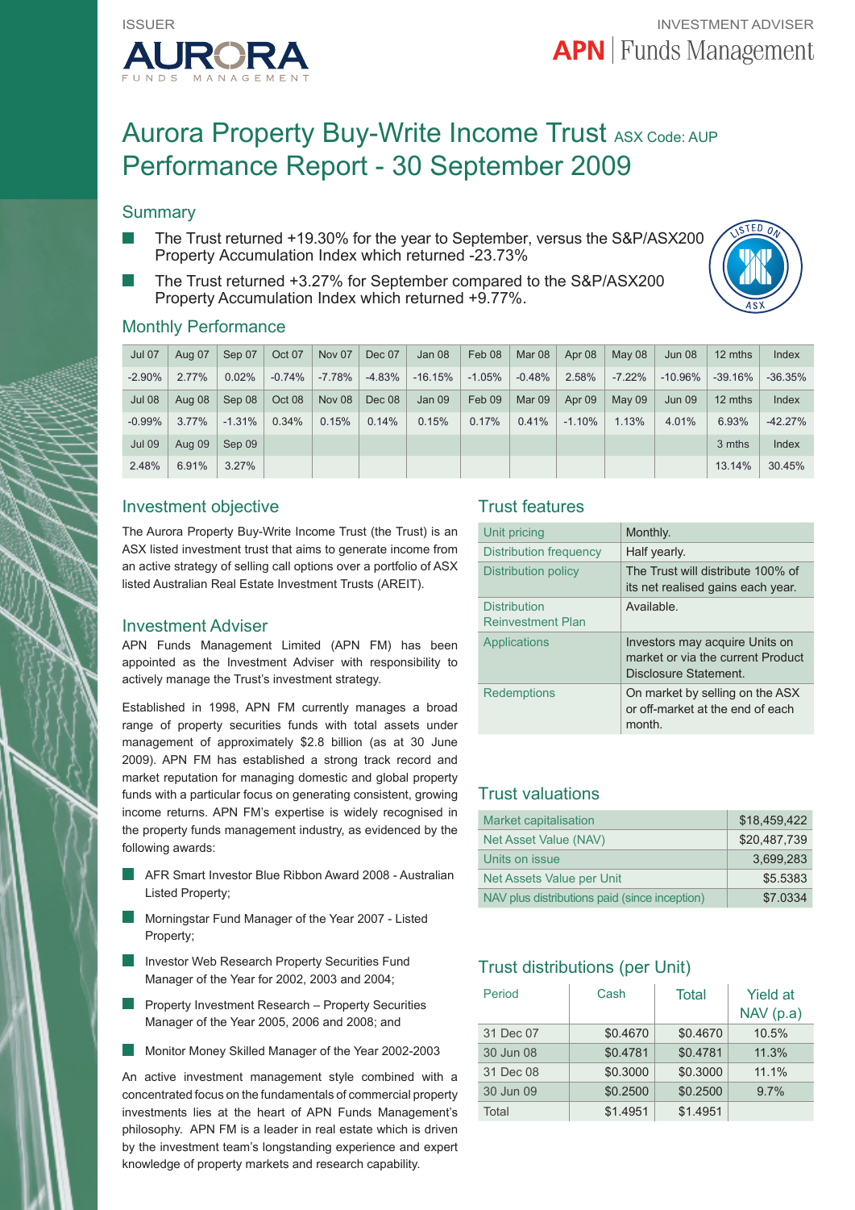ISSUER

AURORA FUNDS MANAGEMENT

INVESTMENT ADVISER

APN | Funds Management

# Aurora Property Buy-Write Income Trust ASX Code: AUP
# Performance Report - 30 September 2009

## Summary

- The Trust returned +19.30% for the year to September, versus the S&P/ASX200 Property Accumulation Index which returned -23.73%
- The Trust returned +3.27% for September compared to the S&P/ASX200 Property Accumulation Index which returned +9.77%.

## Monthly Performance

| Jul 07 | Aug 07 | Sep 07 | Oct 07 | Nov 07 | Dec 07 | Jan 08 | Feb 08 | Mar 08 | Apr 08 | May 08 | Jun 08 | 12 mths | Index |
|---|---|---|---|---|---|---|---|---|---|---|---|---|---|
| -2.90% | 2.77% | 0.02% | -0.74% | -7.78% | -4.83% | -16.15% | -1.05% | -0.48% | 2.58% | -7.22% | -10.96% | -39.16% | -36.35% |
| Jul 08 | Aug 08 | Sep 08 | Oct 08 | Nov 08 | Dec 08 | Jan 09 | Feb 09 | Mar 09 | Apr 09 | May 09 | Jun 09 | 12 mths | Index |
| -0.99% | 3.77% | -1.31% | 0.34% | 0.15% | 0.14% | 0.15% | 0.17% | 0.41% | -1.10% | 1.13% | 4.01% | 6.93% | -42.27% |
| Jul 09 | Aug 09 | Sep 09 | | | | | | | | | | 3 mths | Index |
| 2.48% | 6.91% | 3.27% | | | | | | | | | | 13.14% | 30.45% |

## Investment objective

The Aurora Property Buy-Write Income Trust (the Trust) is an ASX listed investment trust that aims to generate income from an active strategy of selling call options over a portfolio of ASX listed Australian Real Estate Investment Trusts (AREIT).

## Investment Adviser

APN Funds Management Limited (APN FM) has been appointed as the Investment Adviser with responsibility to actively manage the Trust's investment strategy.

Established in 1998, APN FM currently manages a broad range of property securities funds with total assets under management of approximately $2.8 billion (as at 30 June 2009). APN FM has established a strong track record and market reputation for managing domestic and global property funds with a particular focus on generating consistent, growing income returns. APN FM's expertise is widely recognised in the property funds management industry, as evidenced by the following awards:

- AFR Smart Investor Blue Ribbon Award 2008 - Australian Listed Property;
- Morningstar Fund Manager of the Year 2007 - Listed Property;
- Investor Web Research Property Securities Fund Manager of the Year for 2002, 2003 and 2004;
- Property Investment Research – Property Securities Manager of the Year 2005, 2006 and 2008; and
- Monitor Money Skilled Manager of the Year 2002-2003

An active investment management style combined with a concentrated focus on the fundamentals of commercial property investments lies at the heart of APN Funds Management's philosophy. APN FM is a leader in real estate which is driven by the investment team's longstanding experience and expert knowledge of property markets and research capability.

## Trust features

| | |
|---|---|
| Unit pricing | Monthly. |
| Distribution frequency | Half yearly. |
| Distribution policy | The Trust will distribute 100% of its net realised gains each year. |
| Distribution Reinvestment Plan | Available. |
| Applications | Investors may acquire Units on market or via the current Product Disclosure Statement. |
| Redemptions | On market by selling on the ASX or off-market at the end of each month. |

## Trust valuations

| | |
|---|---|
| Market capitalisation | $18,459,422 |
| Net Asset Value (NAV) | $20,487,739 |
| Units on issue | 3,699,283 |
| Net Assets Value per Unit | $5.5383 |
| NAV plus distributions paid (since inception) | $7.0334 |

## Trust distributions (per Unit)

| Period | Cash | Total | Yield at NAV (p.a) |
|---|---|---|---|
| 31 Dec 07 | $0.4670 | $0.4670 | 10.5% |
| 30 Jun 08 | $0.4781 | $0.4781 | 11.3% |
| 31 Dec 08 | $0.3000 | $0.3000 | 11.1% |
| 30 Jun 09 | $0.2500 | $0.2500 | 9.7% |
| Total | $1.4951 | $1.4951 | |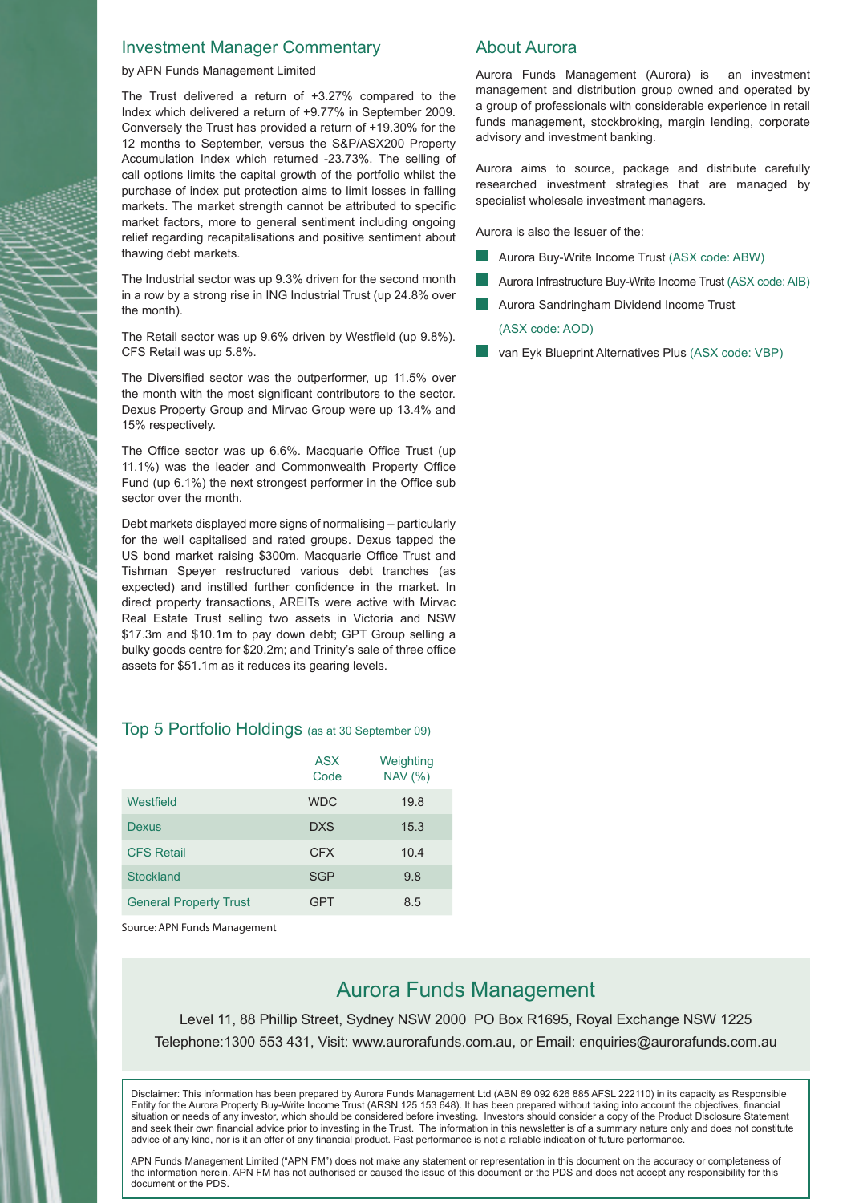## Investment Manager Commentary

by APN Funds Management Limited

The Trust delivered a return of +3.27% compared to the Index which delivered a return of +9.77% in September 2009. Conversely the Trust has provided a return of +19.30% for the 12 months to September, versus the S&P/ASX200 Property Accumulation Index which returned -23.73%. The selling of call options limits the capital growth of the portfolio whilst the purchase of index put protection aims to limit losses in falling markets. The market strength cannot be attributed to specific market factors, more to general sentiment including ongoing relief regarding recapitalisations and positive sentiment about thawing debt markets.

The Industrial sector was up 9.3% driven for the second month in a row by a strong rise in ING Industrial Trust (up 24.8% over the month).

The Retail sector was up 9.6% driven by Westfield (up 9.8%). CFS Retail was up 5.8%.

The Diversified sector was the outperformer, up 11.5% over the month with the most significant contributors to the sector. Dexus Property Group and Mirvac Group were up 13.4% and 15% respectively.

The Office sector was up 6.6%. Macquarie Office Trust (up 11.1%) was the leader and Commonwealth Property Office Fund (up 6.1%) the next strongest performer in the Office sub sector over the month.

Debt markets displayed more signs of normalising – particularly for the well capitalised and rated groups. Dexus tapped the US bond market raising $300m. Macquarie Office Trust and Tishman Speyer restructured various debt tranches (as expected) and instilled further confidence in the market. In direct property transactions, AREITs were active with Mirvac Real Estate Trust selling two assets in Victoria and NSW $17.3m and $10.1m to pay down debt; GPT Group selling a bulky goods centre for $20.2m; and Trinity's sale of three office assets for $51.1m as it reduces its gearing levels.

## Top 5 Portfolio Holdings (as at 30 September 09)

| | ASX Code | Weighting NAV (%) |
|---|---|---|
| Westfield | WDC | 19.8 |
| Dexus | DXS | 15.3 |
| CFS Retail | CFX | 10.4 |
| Stockland | SGP | 9.8 |
| General Property Trust | GPT | 8.5 |

Source: APN Funds Management

## About Aurora

Aurora Funds Management (Aurora) is an investment management and distribution group owned and operated by a group of professionals with considerable experience in retail funds management, stockbroking, margin lending, corporate advisory and investment banking.

Aurora aims to source, package and distribute carefully researched investment strategies that are managed by specialist wholesale investment managers.

Aurora is also the Issuer of the:

- Aurora Buy-Write Income Trust (ASX code: ABW)
- Aurora Infrastructure Buy-Write Income Trust (ASX code: AIB)
- Aurora Sandringham Dividend Income Trust (ASX code: AOD)
- van Eyk Blueprint Alternatives Plus (ASX code: VBP)

## Aurora Funds Management

Level 11, 88 Phillip Street, Sydney NSW 2000 PO Box R1695, Royal Exchange NSW 1225

Telephone:1300 553 431, Visit: www.aurorafunds.com.au, or Email: enquiries@aurorafunds.com.au

Disclaimer: This information has been prepared by Aurora Funds Management Ltd (ABN 69 092 626 885 AFSL 222110) in its capacity as Responsible Entity for the Aurora Property Buy-Write Income Trust (ARSN 125 153 648). It has been prepared without taking into account the objectives, financial situation or needs of any investor, which should be considered before investing. Investors should consider a copy of the Product Disclosure Statement and seek their own financial advice prior to investing in the Trust. The information in this newsletter is of a summary nature only and does not constitute advice of any kind, nor is it an offer of any financial product. Past performance is not a reliable indication of future performance.

APN Funds Management Limited ("APN FM") does not make any statement or representation in this document on the accuracy or completeness of the information herein. APN FM has not authorised or caused the issue of this document or the PDS and does not accept any responsibility for this document or the PDS.